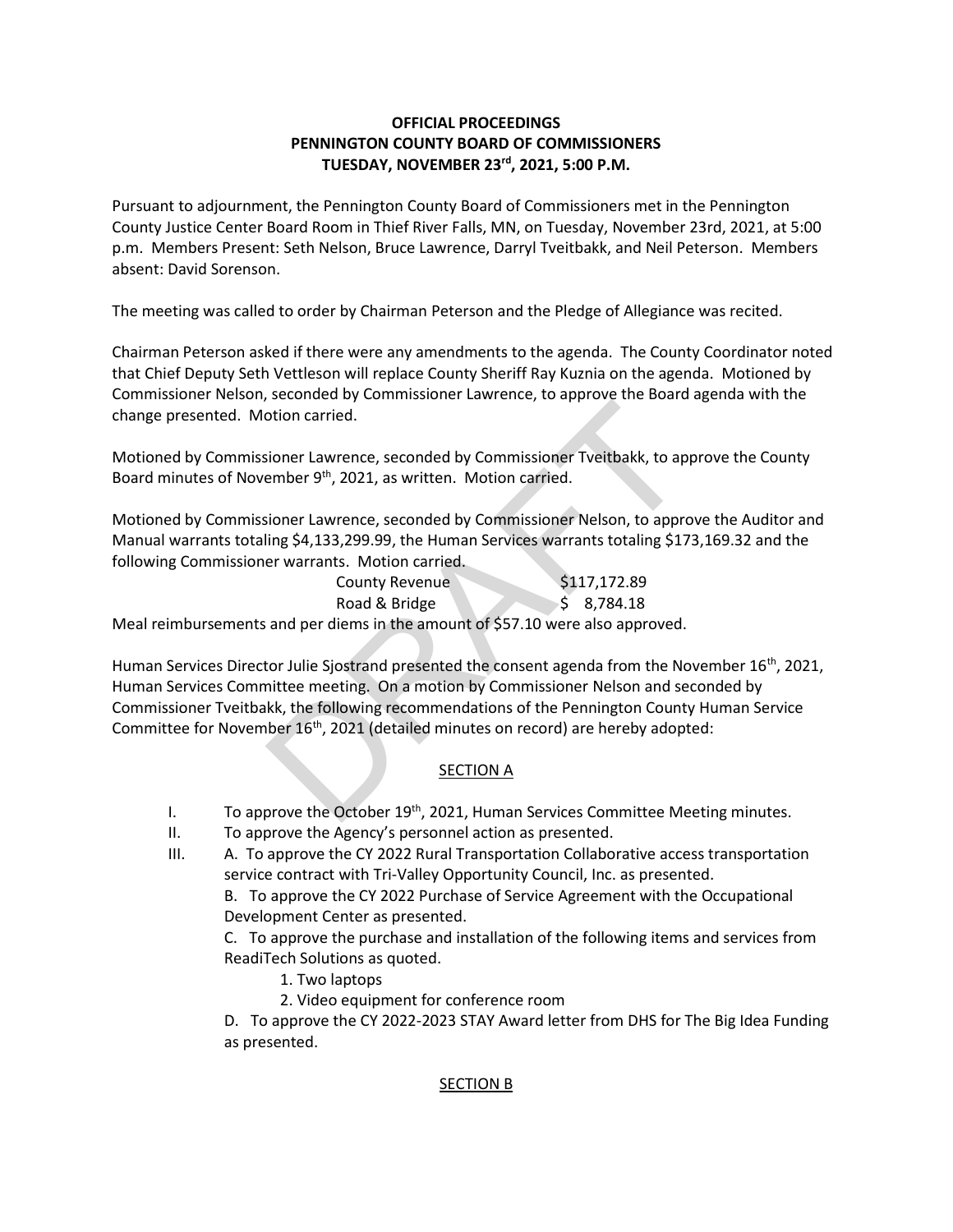**OFFICIAL PROCEEDINGS**
**PENNINGTON COUNTY BOARD OF COMMISSIONERS**
**TUESDAY, NOVEMBER 23rd, 2021, 5:00 P.M.**

Pursuant to adjournment, the Pennington County Board of Commissioners met in the Pennington County Justice Center Board Room in Thief River Falls, MN, on Tuesday, November 23rd, 2021, at 5:00 p.m. Members Present: Seth Nelson, Bruce Lawrence, Darryl Tveitbakk, and Neil Peterson. Members absent: David Sorenson.

The meeting was called to order by Chairman Peterson and the Pledge of Allegiance was recited.

Chairman Peterson asked if there were any amendments to the agenda. The County Coordinator noted that Chief Deputy Seth Vettleson will replace County Sheriff Ray Kuznia on the agenda. Motioned by Commissioner Nelson, seconded by Commissioner Lawrence, to approve the Board agenda with the change presented. Motion carried.

Motioned by Commissioner Lawrence, seconded by Commissioner Tveitbakk, to approve the County Board minutes of November 9th, 2021, as written. Motion carried.

Motioned by Commissioner Lawrence, seconded by Commissioner Nelson, to approve the Auditor and Manual warrants totaling $4,133,299.99, the Human Services warrants totaling $173,169.32 and the following Commissioner warrants. Motion carried.

| | |
|---|---|
| County Revenue | $117,172.89 |
| Road & Bridge | $ 8,784.18 |

Meal reimbursements and per diems in the amount of $57.10 were also approved.

Human Services Director Julie Sjostrand presented the consent agenda from the November 16th, 2021, Human Services Committee meeting. On a motion by Commissioner Nelson and seconded by Commissioner Tveitbakk, the following recommendations of the Pennington County Human Service Committee for November 16th, 2021 (detailed minutes on record) are hereby adopted:

SECTION A

I. To approve the October 19th, 2021, Human Services Committee Meeting minutes.

II. To approve the Agency's personnel action as presented.

III. A. To approve the CY 2022 Rural Transportation Collaborative access transportation service contract with Tri-Valley Opportunity Council, Inc. as presented.

B. To approve the CY 2022 Purchase of Service Agreement with the Occupational Development Center as presented.

C. To approve the purchase and installation of the following items and services from ReadiTech Solutions as quoted.

1. Two laptops
2. Video equipment for conference room

D. To approve the CY 2022-2023 STAY Award letter from DHS for The Big Idea Funding as presented.

SECTION B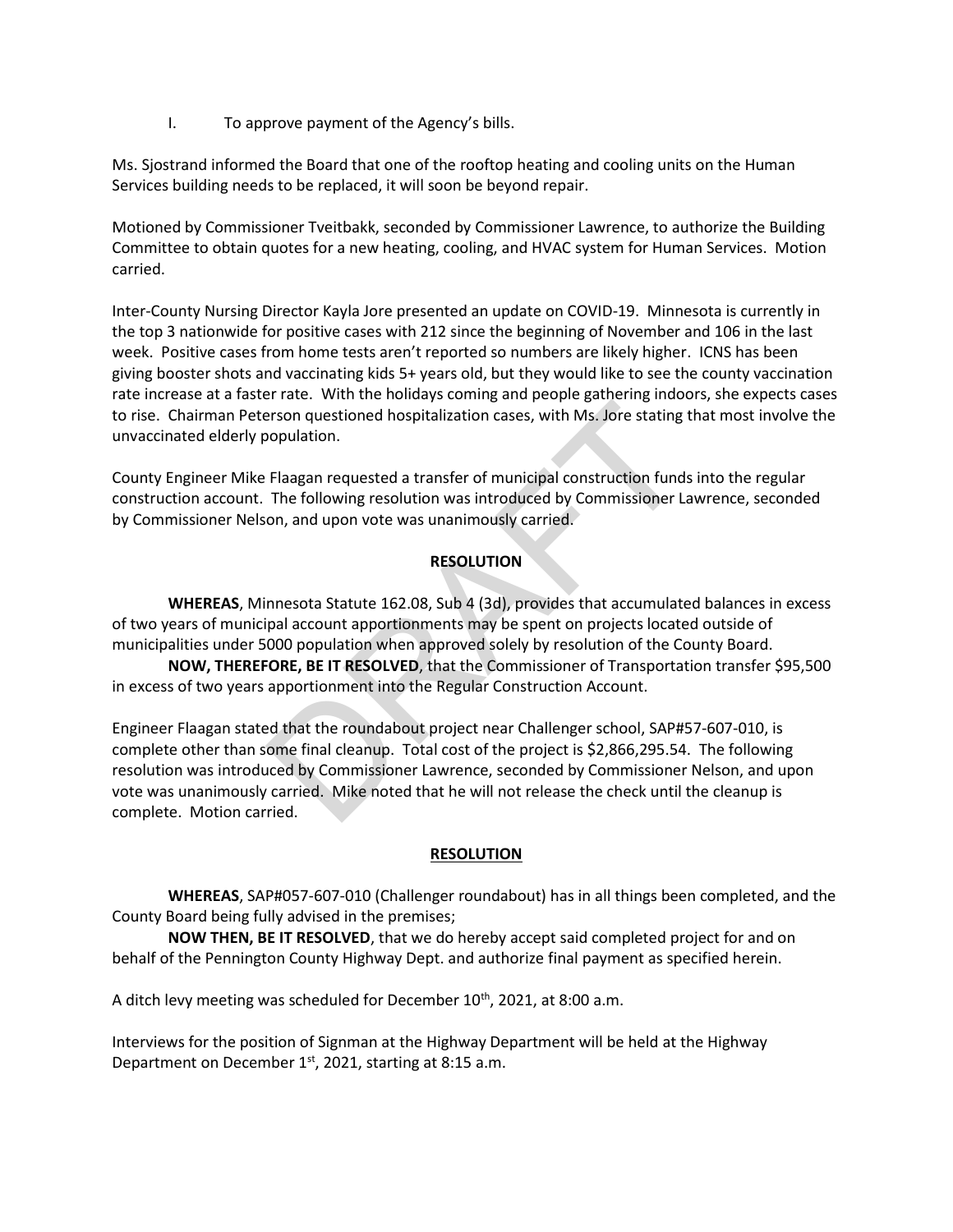I. To approve payment of the Agency's bills.

Ms. Sjostrand informed the Board that one of the rooftop heating and cooling units on the Human Services building needs to be replaced, it will soon be beyond repair.

Motioned by Commissioner Tveitbakk, seconded by Commissioner Lawrence, to authorize the Building Committee to obtain quotes for a new heating, cooling, and HVAC system for Human Services. Motion carried.

Inter-County Nursing Director Kayla Jore presented an update on COVID-19. Minnesota is currently in the top 3 nationwide for positive cases with 212 since the beginning of November and 106 in the last week. Positive cases from home tests aren't reported so numbers are likely higher. ICNS has been giving booster shots and vaccinating kids 5+ years old, but they would like to see the county vaccination rate increase at a faster rate. With the holidays coming and people gathering indoors, she expects cases to rise. Chairman Peterson questioned hospitalization cases, with Ms. Jore stating that most involve the unvaccinated elderly population.

County Engineer Mike Flaagan requested a transfer of municipal construction funds into the regular construction account. The following resolution was introduced by Commissioner Lawrence, seconded by Commissioner Nelson, and upon vote was unanimously carried.

**RESOLUTION**

**WHEREAS**, Minnesota Statute 162.08, Sub 4 (3d), provides that accumulated balances in excess of two years of municipal account apportionments may be spent on projects located outside of municipalities under 5000 population when approved solely by resolution of the County Board.

**NOW, THEREFORE, BE IT RESOLVED**, that the Commissioner of Transportation transfer $95,500 in excess of two years apportionment into the Regular Construction Account.

Engineer Flaagan stated that the roundabout project near Challenger school, SAP#57-607-010, is complete other than some final cleanup. Total cost of the project is $2,866,295.54. The following resolution was introduced by Commissioner Lawrence, seconded by Commissioner Nelson, and upon vote was unanimously carried. Mike noted that he will not release the check until the cleanup is complete. Motion carried.

**RESOLUTION**

**WHEREAS**, SAP#057-607-010 (Challenger roundabout) has in all things been completed, and the County Board being fully advised in the premises;

**NOW THEN, BE IT RESOLVED**, that we do hereby accept said completed project for and on behalf of the Pennington County Highway Dept. and authorize final payment as specified herein.

A ditch levy meeting was scheduled for December 10th, 2021, at 8:00 a.m.

Interviews for the position of Signman at the Highway Department will be held at the Highway Department on December 1st, 2021, starting at 8:15 a.m.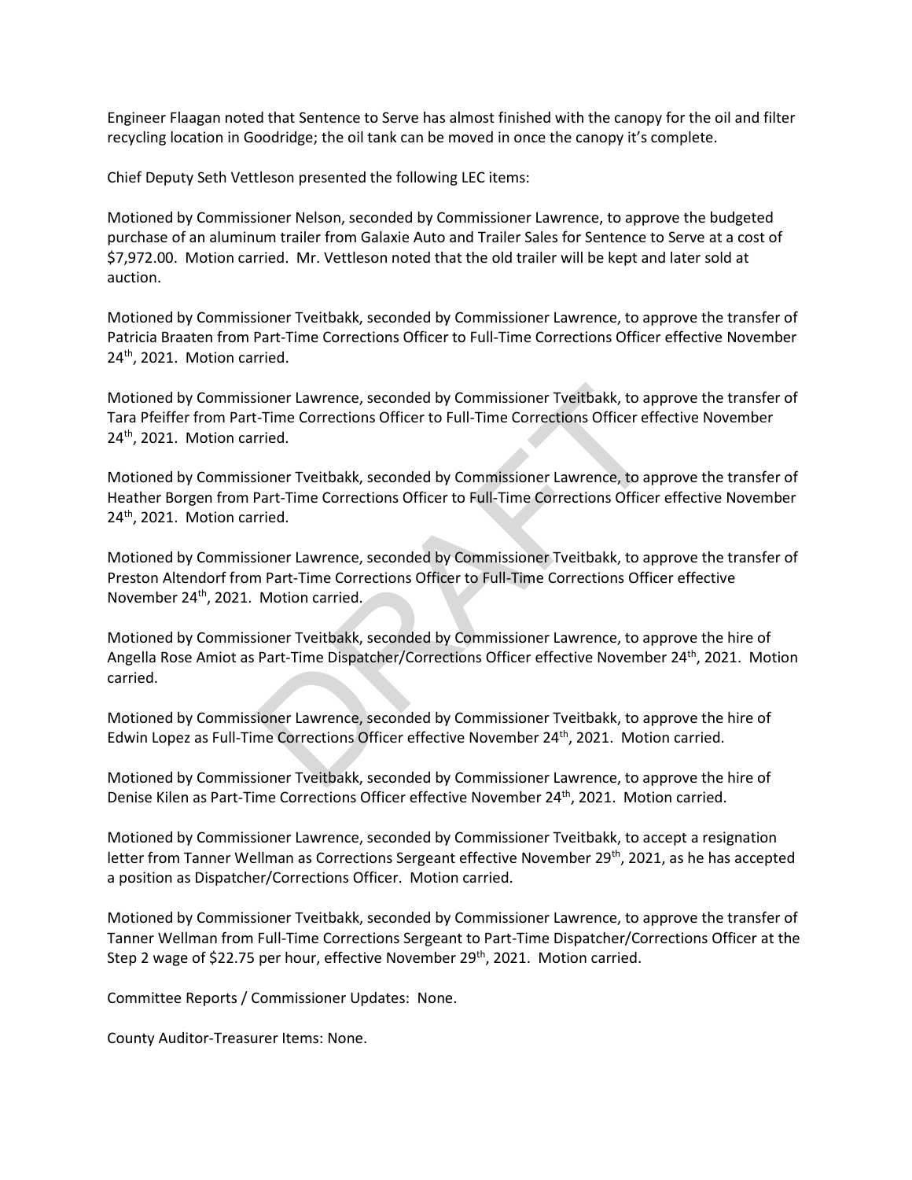Engineer Flaagan noted that Sentence to Serve has almost finished with the canopy for the oil and filter recycling location in Goodridge; the oil tank can be moved in once the canopy it's complete.

Chief Deputy Seth Vettleson presented the following LEC items:

Motioned by Commissioner Nelson, seconded by Commissioner Lawrence, to approve the budgeted purchase of an aluminum trailer from Galaxie Auto and Trailer Sales for Sentence to Serve at a cost of $7,972.00. Motion carried. Mr. Vettleson noted that the old trailer will be kept and later sold at auction.

Motioned by Commissioner Tveitbakk, seconded by Commissioner Lawrence, to approve the transfer of Patricia Braaten from Part-Time Corrections Officer to Full-Time Corrections Officer effective November 24th, 2021. Motion carried.

Motioned by Commissioner Lawrence, seconded by Commissioner Tveitbakk, to approve the transfer of Tara Pfeiffer from Part-Time Corrections Officer to Full-Time Corrections Officer effective November 24th, 2021. Motion carried.

Motioned by Commissioner Tveitbakk, seconded by Commissioner Lawrence, to approve the transfer of Heather Borgen from Part-Time Corrections Officer to Full-Time Corrections Officer effective November 24th, 2021. Motion carried.

Motioned by Commissioner Lawrence, seconded by Commissioner Tveitbakk, to approve the transfer of Preston Altendorf from Part-Time Corrections Officer to Full-Time Corrections Officer effective November 24th, 2021. Motion carried.

Motioned by Commissioner Tveitbakk, seconded by Commissioner Lawrence, to approve the hire of Angella Rose Amiot as Part-Time Dispatcher/Corrections Officer effective November 24th, 2021. Motion carried.

Motioned by Commissioner Lawrence, seconded by Commissioner Tveitbakk, to approve the hire of Edwin Lopez as Full-Time Corrections Officer effective November 24th, 2021. Motion carried.

Motioned by Commissioner Tveitbakk, seconded by Commissioner Lawrence, to approve the hire of Denise Kilen as Part-Time Corrections Officer effective November 24th, 2021. Motion carried.

Motioned by Commissioner Lawrence, seconded by Commissioner Tveitbakk, to accept a resignation letter from Tanner Wellman as Corrections Sergeant effective November 29th, 2021, as he has accepted a position as Dispatcher/Corrections Officer. Motion carried.

Motioned by Commissioner Tveitbakk, seconded by Commissioner Lawrence, to approve the transfer of Tanner Wellman from Full-Time Corrections Sergeant to Part-Time Dispatcher/Corrections Officer at the Step 2 wage of $22.75 per hour, effective November 29th, 2021. Motion carried.

Committee Reports / Commissioner Updates: None.

County Auditor-Treasurer Items: None.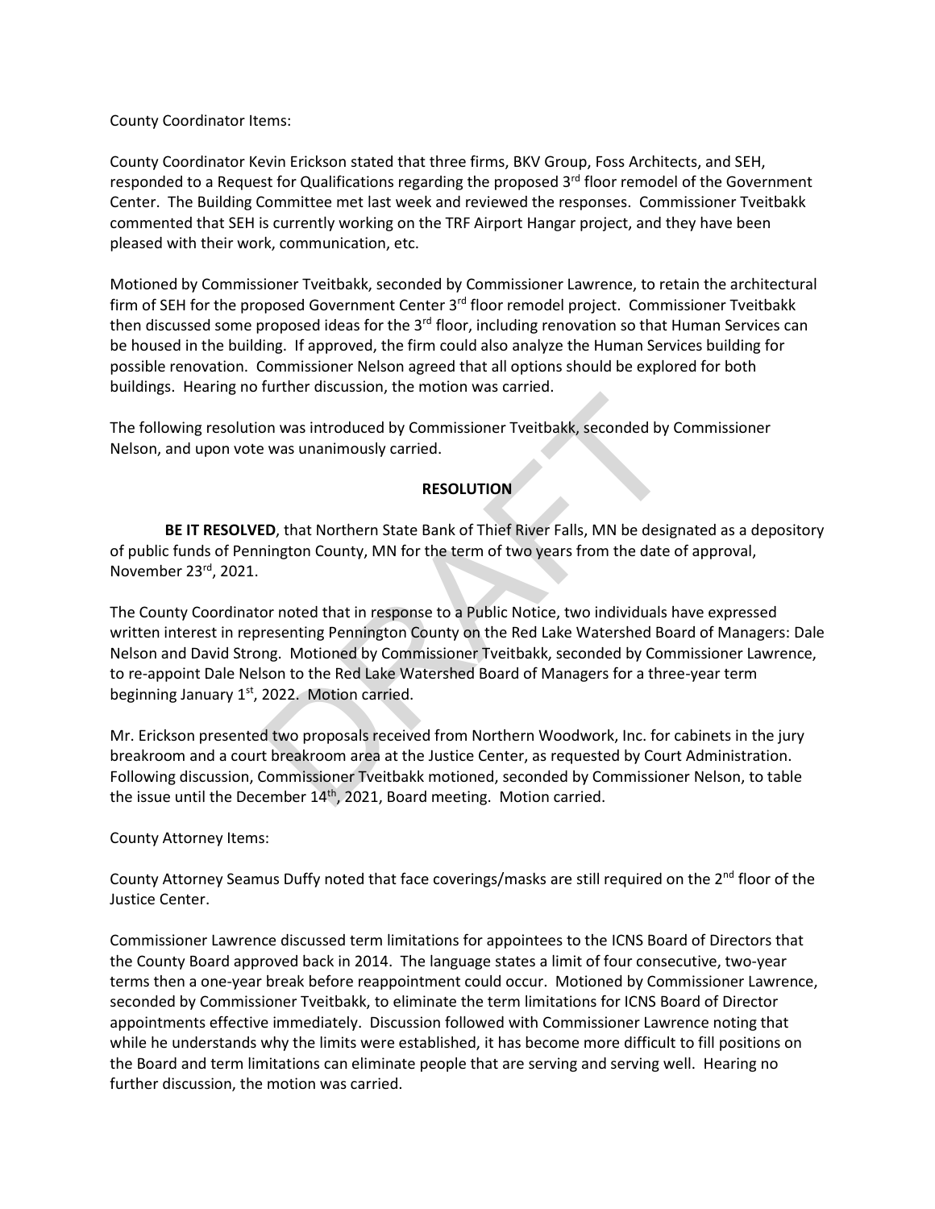County Coordinator Items:

County Coordinator Kevin Erickson stated that three firms, BKV Group, Foss Architects, and SEH, responded to a Request for Qualifications regarding the proposed 3rd floor remodel of the Government Center. The Building Committee met last week and reviewed the responses. Commissioner Tveitbakk commented that SEH is currently working on the TRF Airport Hangar project, and they have been pleased with their work, communication, etc.

Motioned by Commissioner Tveitbakk, seconded by Commissioner Lawrence, to retain the architectural firm of SEH for the proposed Government Center 3rd floor remodel project. Commissioner Tveitbakk then discussed some proposed ideas for the 3rd floor, including renovation so that Human Services can be housed in the building. If approved, the firm could also analyze the Human Services building for possible renovation. Commissioner Nelson agreed that all options should be explored for both buildings. Hearing no further discussion, the motion was carried.

The following resolution was introduced by Commissioner Tveitbakk, seconded by Commissioner Nelson, and upon vote was unanimously carried.

**RESOLUTION**

**BE IT RESOLVED**, that Northern State Bank of Thief River Falls, MN be designated as a depository of public funds of Pennington County, MN for the term of two years from the date of approval, November 23rd, 2021.

The County Coordinator noted that in response to a Public Notice, two individuals have expressed written interest in representing Pennington County on the Red Lake Watershed Board of Managers: Dale Nelson and David Strong. Motioned by Commissioner Tveitbakk, seconded by Commissioner Lawrence, to re-appoint Dale Nelson to the Red Lake Watershed Board of Managers for a three-year term beginning January 1st, 2022. Motion carried.

Mr. Erickson presented two proposals received from Northern Woodwork, Inc. for cabinets in the jury breakroom and a court breakroom area at the Justice Center, as requested by Court Administration. Following discussion, Commissioner Tveitbakk motioned, seconded by Commissioner Nelson, to table the issue until the December 14th, 2021, Board meeting. Motion carried.

County Attorney Items:

County Attorney Seamus Duffy noted that face coverings/masks are still required on the 2nd floor of the Justice Center.

Commissioner Lawrence discussed term limitations for appointees to the ICNS Board of Directors that the County Board approved back in 2014. The language states a limit of four consecutive, two-year terms then a one-year break before reappointment could occur. Motioned by Commissioner Lawrence, seconded by Commissioner Tveitbakk, to eliminate the term limitations for ICNS Board of Director appointments effective immediately. Discussion followed with Commissioner Lawrence noting that while he understands why the limits were established, it has become more difficult to fill positions on the Board and term limitations can eliminate people that are serving and serving well. Hearing no further discussion, the motion was carried.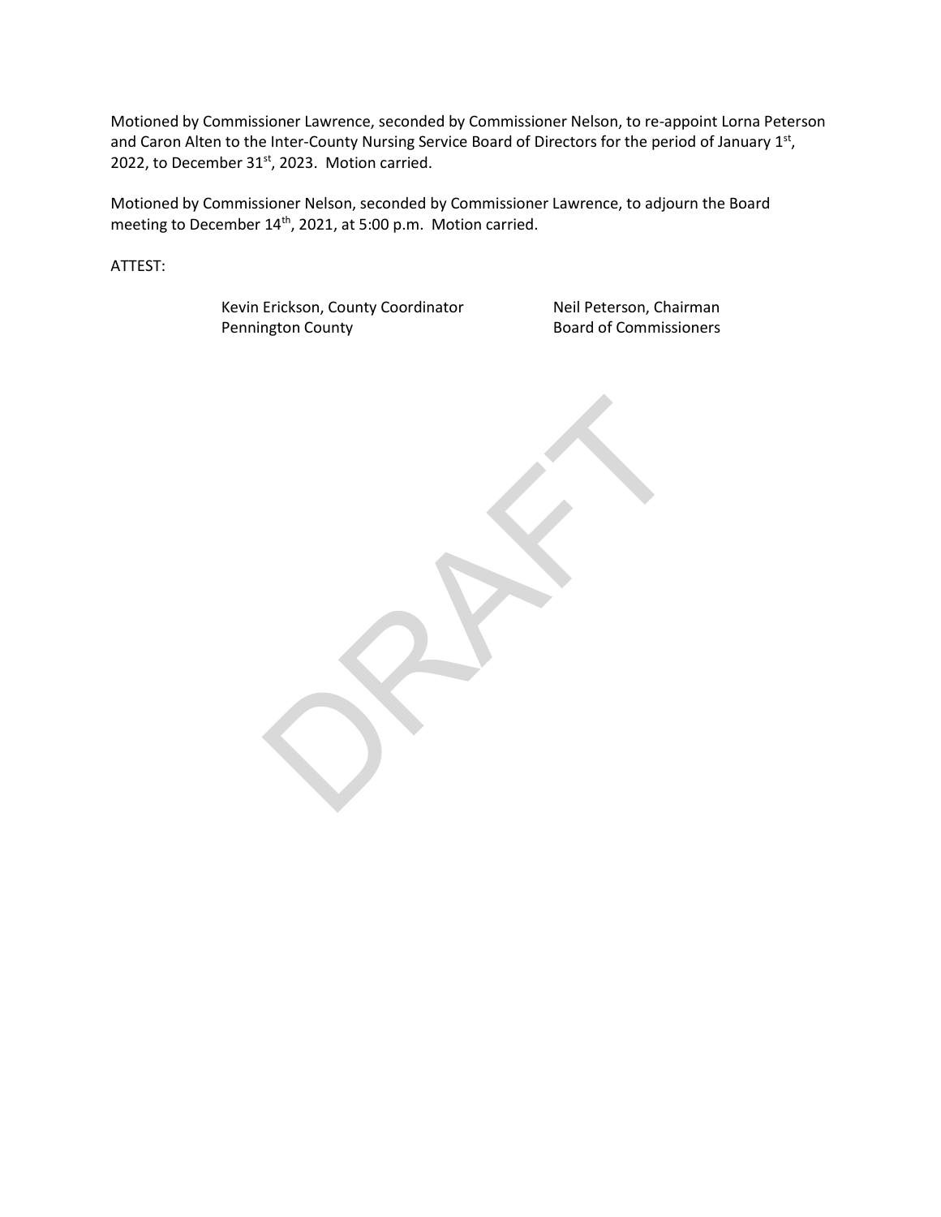Motioned by Commissioner Lawrence, seconded by Commissioner Nelson, to re-appoint Lorna Peterson and Caron Alten to the Inter-County Nursing Service Board of Directors for the period of January 1st, 2022, to December 31st, 2023. Motion carried.

Motioned by Commissioner Nelson, seconded by Commissioner Lawrence, to adjourn the Board meeting to December 14th, 2021, at 5:00 p.m. Motion carried.

ATTEST:

| | |
|---|---|
| Kevin Erickson, County Coordinator | Neil Peterson, Chairman |
| Pennington County | Board of Commissioners |

DRAFT